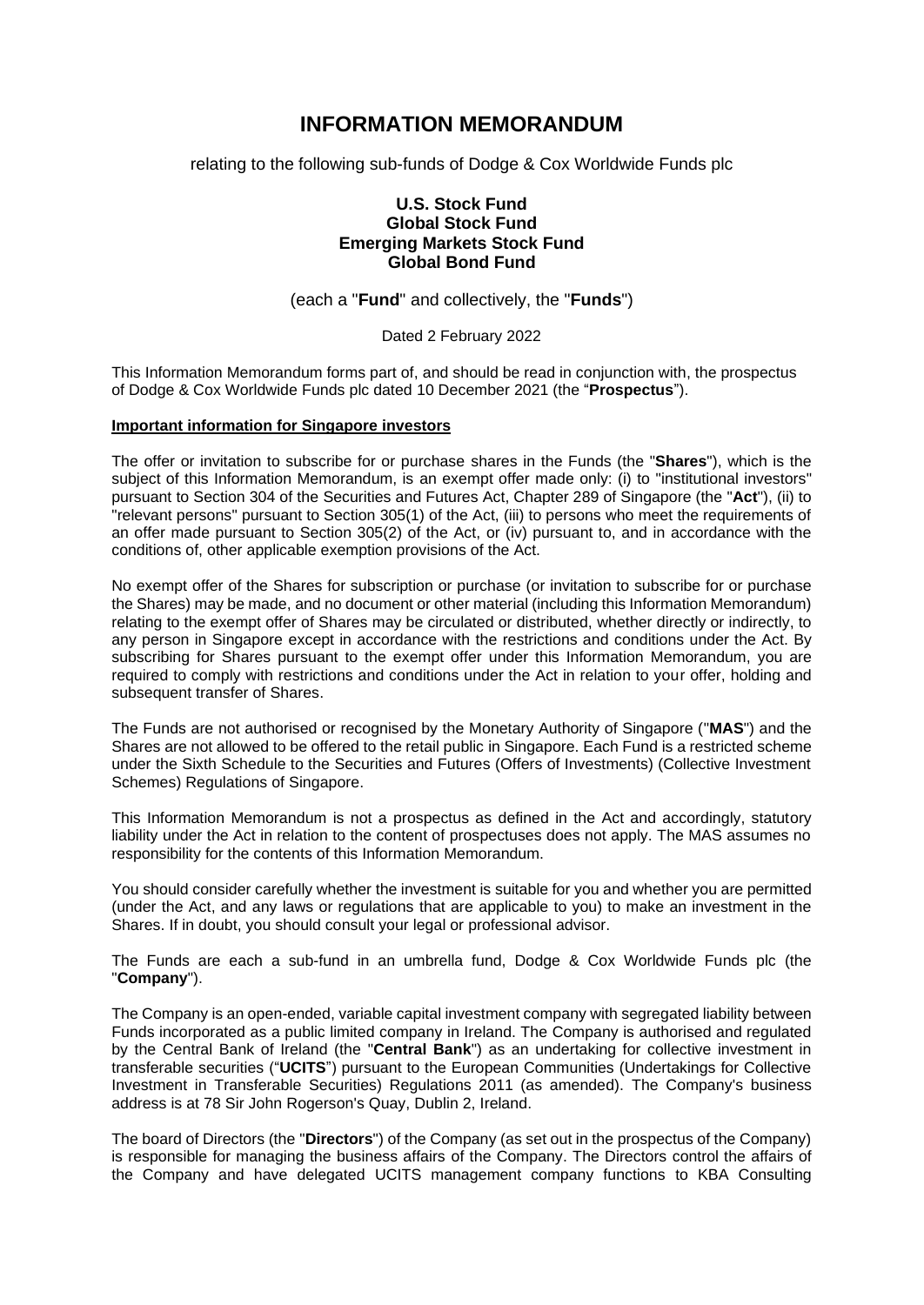# INFORMATION MEMORANDUM

relating to the following sub-funds of Dodge & Cox Worldwide Funds plc

**U.S. Stock Fund**
**Global Stock Fund**
**Emerging Markets Stock Fund**
**Global Bond Fund**

(each a "**Fund**" and collectively, the "**Funds**")

Dated 2 February 2022

This Information Memorandum forms part of, and should be read in conjunction with, the prospectus of Dodge & Cox Worldwide Funds plc dated 10 December 2021 (the "**Prospectus**").

**Important information for Singapore investors**

The offer or invitation to subscribe for or purchase shares in the Funds (the "**Shares**"), which is the subject of this Information Memorandum, is an exempt offer made only: (i) to "institutional investors" pursuant to Section 304 of the Securities and Futures Act, Chapter 289 of Singapore (the "**Act**"), (ii) to "relevant persons" pursuant to Section 305(1) of the Act, (iii) to persons who meet the requirements of an offer made pursuant to Section 305(2) of the Act, or (iv) pursuant to, and in accordance with the conditions of, other applicable exemption provisions of the Act.

No exempt offer of the Shares for subscription or purchase (or invitation to subscribe for or purchase the Shares) may be made, and no document or other material (including this Information Memorandum) relating to the exempt offer of Shares may be circulated or distributed, whether directly or indirectly, to any person in Singapore except in accordance with the restrictions and conditions under the Act. By subscribing for Shares pursuant to the exempt offer under this Information Memorandum, you are required to comply with restrictions and conditions under the Act in relation to your offer, holding and subsequent transfer of Shares.

The Funds are not authorised or recognised by the Monetary Authority of Singapore ("**MAS**") and the Shares are not allowed to be offered to the retail public in Singapore. Each Fund is a restricted scheme under the Sixth Schedule to the Securities and Futures (Offers of Investments) (Collective Investment Schemes) Regulations of Singapore.

This Information Memorandum is not a prospectus as defined in the Act and accordingly, statutory liability under the Act in relation to the content of prospectuses does not apply. The MAS assumes no responsibility for the contents of this Information Memorandum.

You should consider carefully whether the investment is suitable for you and whether you are permitted (under the Act, and any laws or regulations that are applicable to you) to make an investment in the Shares. If in doubt, you should consult your legal or professional advisor.

The Funds are each a sub-fund in an umbrella fund, Dodge & Cox Worldwide Funds plc (the "**Company**").

The Company is an open-ended, variable capital investment company with segregated liability between Funds incorporated as a public limited company in Ireland. The Company is authorised and regulated by the Central Bank of Ireland (the "**Central Bank**") as an undertaking for collective investment in transferable securities ("**UCITS**") pursuant to the European Communities (Undertakings for Collective Investment in Transferable Securities) Regulations 2011 (as amended). The Company's business address is at 78 Sir John Rogerson's Quay, Dublin 2, Ireland.

The board of Directors (the "**Directors**") of the Company (as set out in the prospectus of the Company) is responsible for managing the business affairs of the Company. The Directors control the affairs of the Company and have delegated UCITS management company functions to KBA Consulting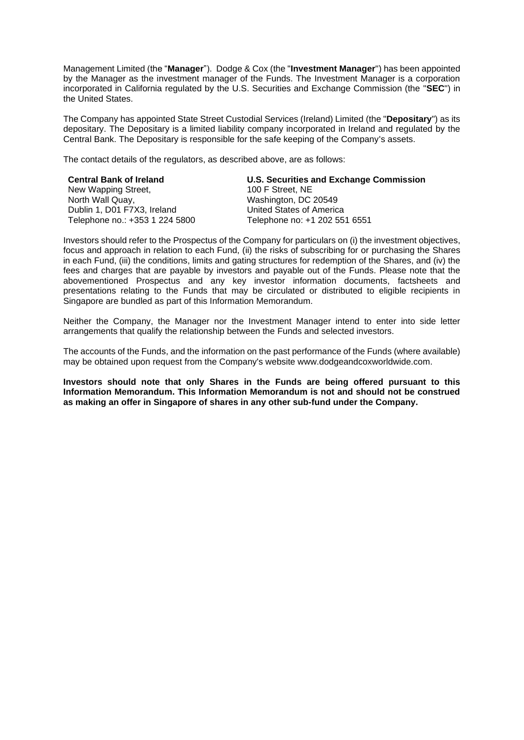Management Limited (the "**Manager**"). Dodge & Cox (the "**Investment Manager**") has been appointed by the Manager as the investment manager of the Funds. The Investment Manager is a corporation incorporated in California regulated by the U.S. Securities and Exchange Commission (the "**SEC**") in the United States.

The Company has appointed State Street Custodial Services (Ireland) Limited (the "**Depositary**") as its depositary. The Depositary is a limited liability company incorporated in Ireland and regulated by the Central Bank. The Depositary is responsible for the safe keeping of the Company's assets.

The contact details of the regulators, as described above, are as follows:

**Central Bank of Ireland**
New Wapping Street,
North Wall Quay,
Dublin 1, D01 F7X3, Ireland
Telephone no.: +353 1 224 5800

**U.S. Securities and Exchange Commission**
100 F Street, NE
Washington, DC 20549
United States of America
Telephone no: +1 202 551 6551

Investors should refer to the Prospectus of the Company for particulars on (i) the investment objectives, focus and approach in relation to each Fund, (ii) the risks of subscribing for or purchasing the Shares in each Fund, (iii) the conditions, limits and gating structures for redemption of the Shares, and (iv) the fees and charges that are payable by investors and payable out of the Funds. Please note that the abovementioned Prospectus and any key investor information documents, factsheets and presentations relating to the Funds that may be circulated or distributed to eligible recipients in Singapore are bundled as part of this Information Memorandum.

Neither the Company, the Manager nor the Investment Manager intend to enter into side letter arrangements that qualify the relationship between the Funds and selected investors.

The accounts of the Funds, and the information on the past performance of the Funds (where available) may be obtained upon request from the Company's website www.dodgeandcoxworldwide.com.

**Investors should note that only Shares in the Funds are being offered pursuant to this Information Memorandum. This Information Memorandum is not and should not be construed as making an offer in Singapore of shares in any other sub-fund under the Company.**